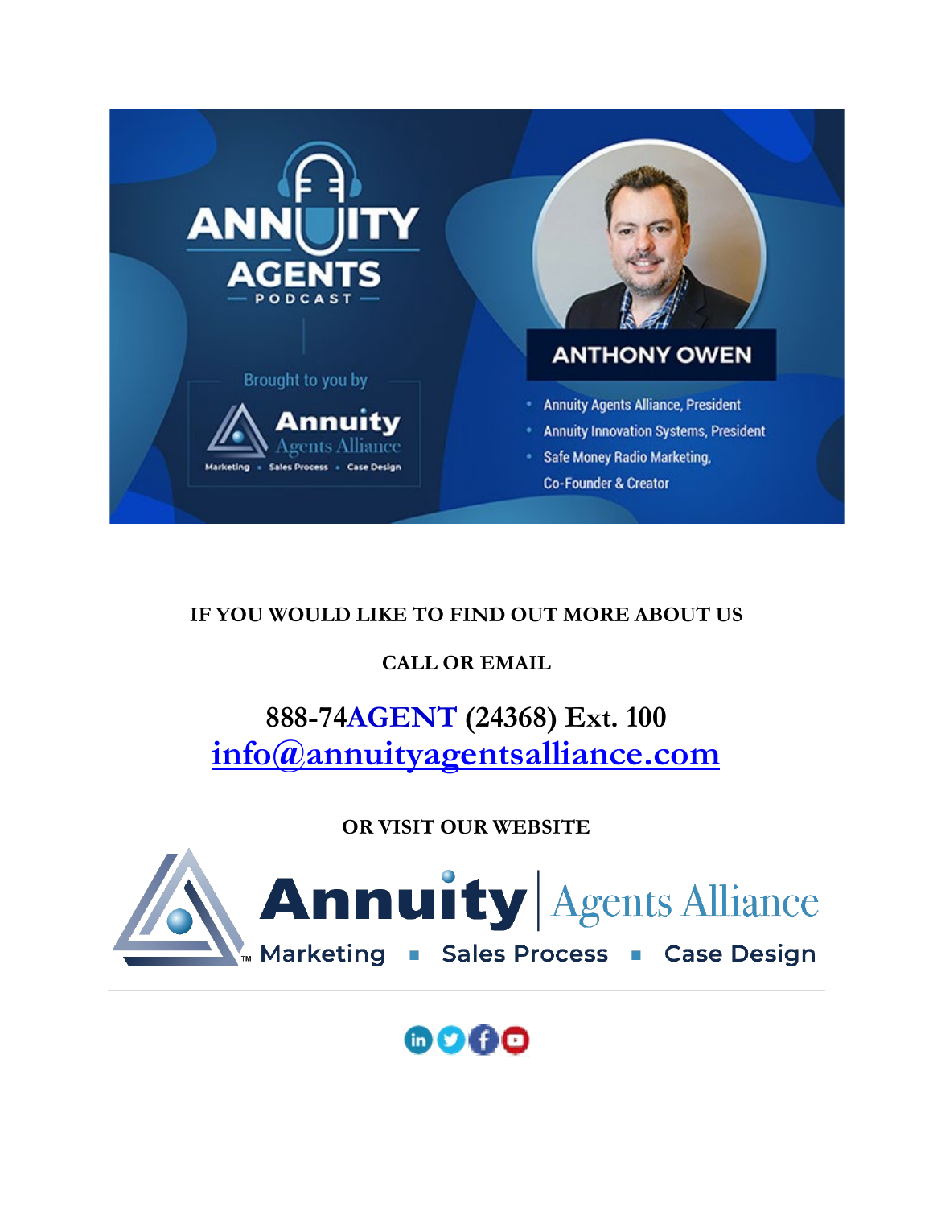# ANNUITY AGENTS PODCAST

Brought to you by

Annuity Agents Alliance

Marketing • Sales Process • Case Design

## ANTHONY OWEN

- Annuity Agents Alliance, President
- Annuity Innovation Systems, President
- Safe Money Radio Marketing, Co-Founder & Creator

**IF YOU WOULD LIKE TO FIND OUT MORE ABOUT US**

**CALL OR EMAIL**

**888-74AGENT (24368) Ext. 100**

**info@annuityagentsalliance.com**

**OR VISIT OUR WEBSITE**

Annuity Agents Alliance

Marketing ▪ Sales Process ▪ Case Design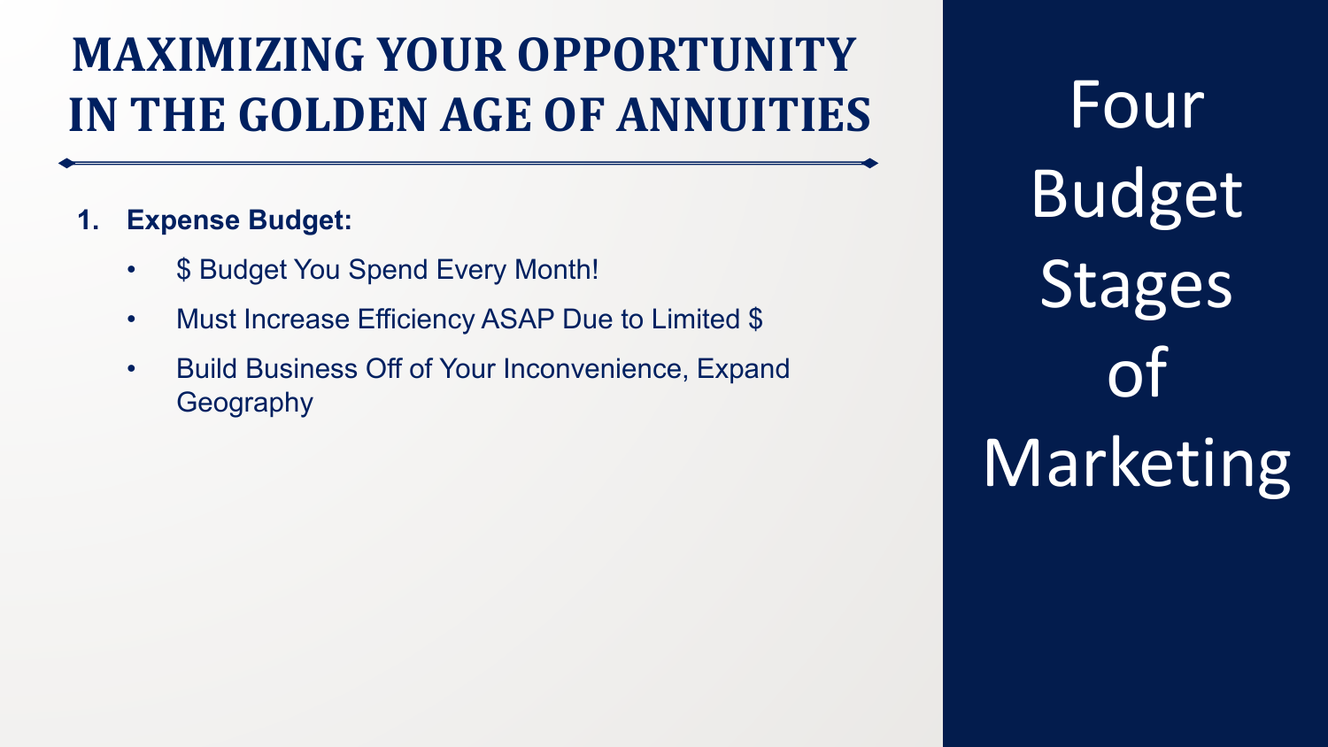# MAXIMIZING YOUR OPPORTUNITY IN THE GOLDEN AGE OF ANNUITIES

1. **Expense Budget:**
   - $ Budget You Spend Every Month!
   - Must Increase Efficiency ASAP Due to Limited $
   - Build Business Off of Your Inconvenience, Expand Geography

## Four Budget Stages of Marketing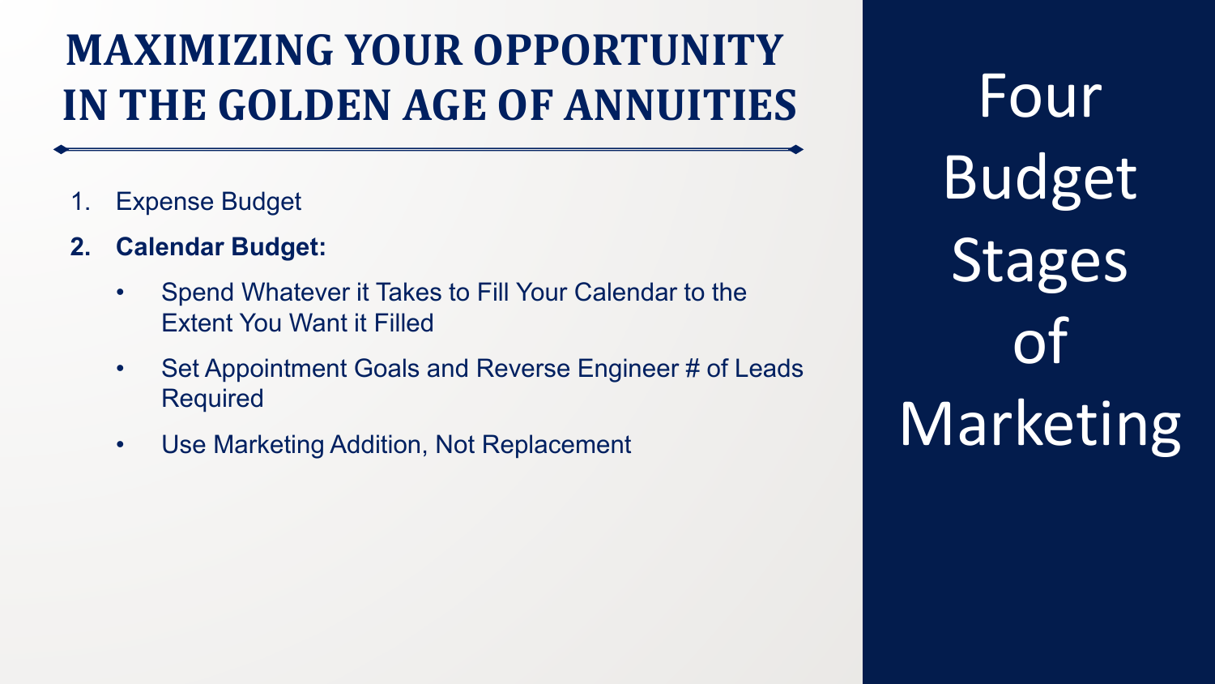# MAXIMIZING YOUR OPPORTUNITY IN THE GOLDEN AGE OF ANNUITIES

1. Expense Budget
2. **Calendar Budget:**
   - Spend Whatever it Takes to Fill Your Calendar to the Extent You Want it Filled
   - Set Appointment Goals and Reverse Engineer # of Leads Required
   - Use Marketing Addition, Not Replacement

## Four Budget Stages of Marketing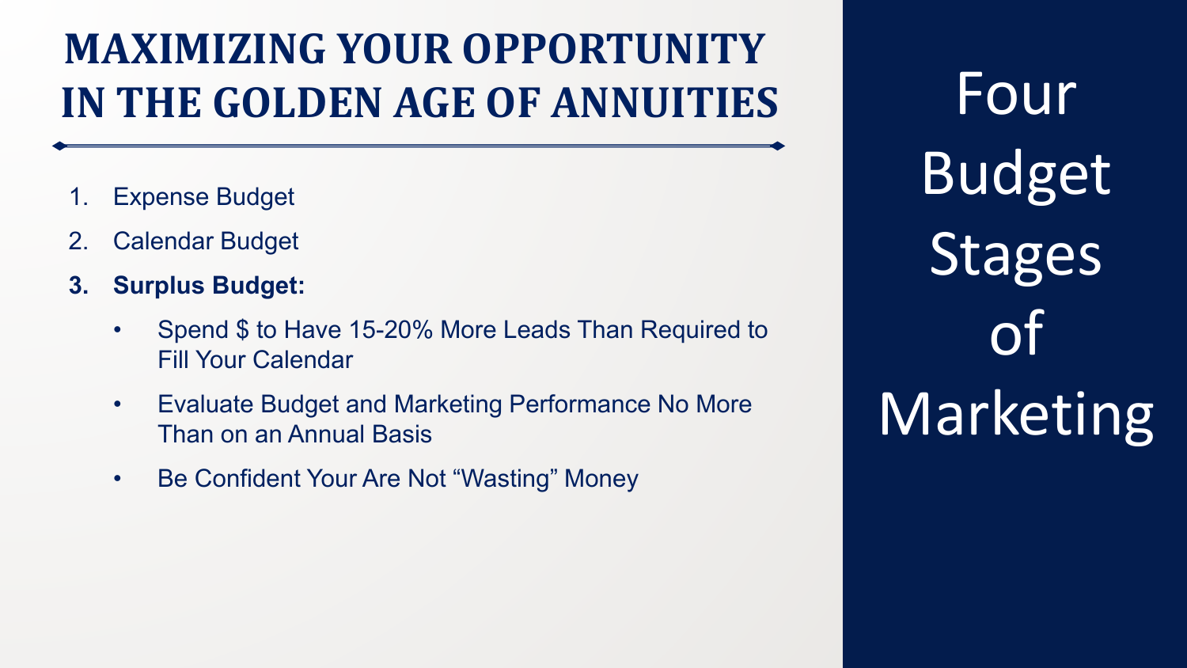# MAXIMIZING YOUR OPPORTUNITY IN THE GOLDEN AGE OF ANNUITIES

1. Expense Budget
2. Calendar Budget
3. **Surplus Budget:**
    - Spend $ to Have 15-20% More Leads Than Required to Fill Your Calendar
    - Evaluate Budget and Marketing Performance No More Than on an Annual Basis
    - Be Confident Your Are Not "Wasting" Money

## Four Budget Stages of Marketing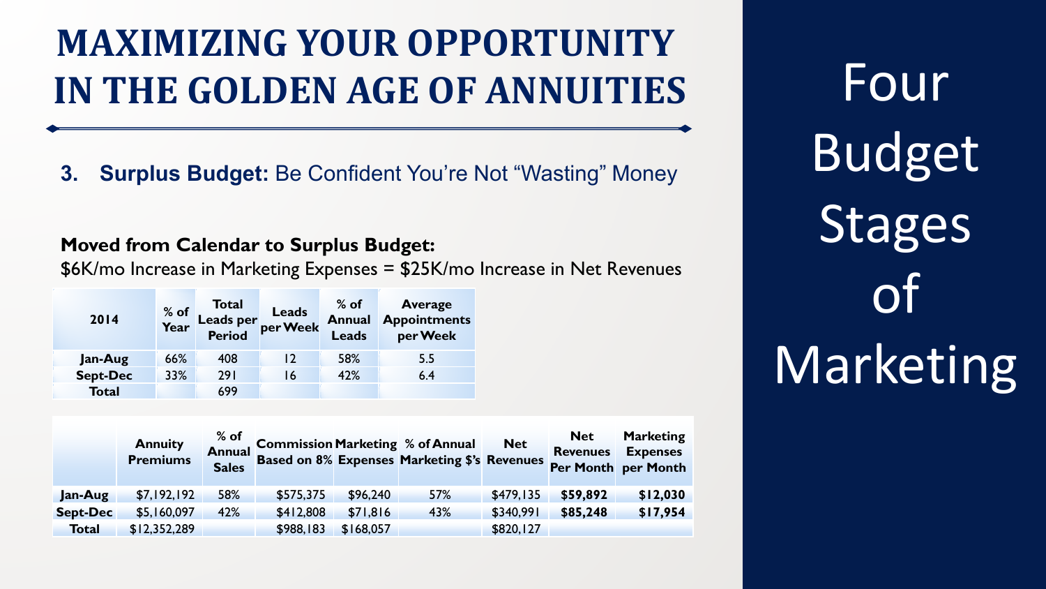# MAXIMIZING YOUR OPPORTUNITY IN THE GOLDEN AGE OF ANNUITIES

3. **Surplus Budget:** Be Confident You're Not "Wasting" Money

**Moved from Calendar to Surplus Budget:**

$6K/mo Increase in Marketing Expenses = $25K/mo Increase in Net Revenues

| 2014 | % of Year | Total Leads per Period | Leads per Week | % of Annual Leads | Average Appointments per Week |
|---|---|---|---|---|---|
| Jan-Aug | 66% | 408 | 12 | 58% | 5.5 |
| Sept-Dec | 33% | 291 | 16 | 42% | 6.4 |
| Total | | 699 | | | |

| | Annuity Premiums | % of Annual Sales | Commission Based on 8% | Marketing Expenses | % of Annual Marketing $'s | Net Revenues | Net Revenues Per Month | Marketing Expenses per Month |
|---|---|---|---|---|---|---|---|---|
| Jan-Aug | $7,192,192 | 58% | $575,375 | $96,240 | 57% | $479,135 | **$59,892** | **$12,030** |
| Sept-Dec | $5,160,097 | 42% | $412,808 | $71,816 | 43% | $340,991 | **$85,248** | **$17,954** |
| Total | $12,352,289 | | $988,183 | $168,057 | | $820,127 | | |

Four Budget Stages of Marketing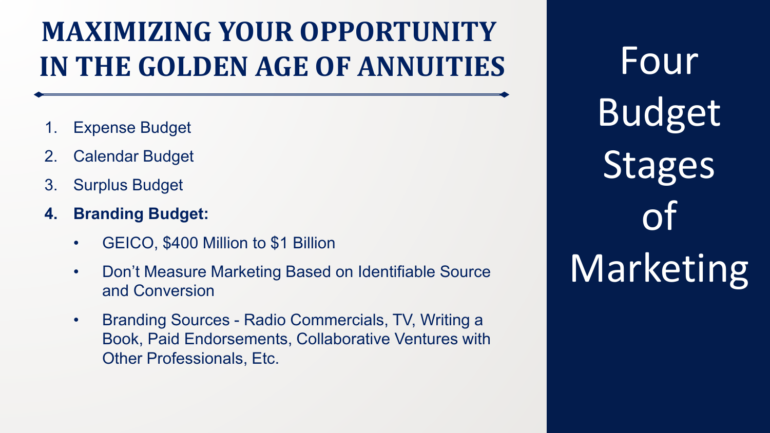# MAXIMIZING YOUR OPPORTUNITY IN THE GOLDEN AGE OF ANNUITIES

1. Expense Budget
2. Calendar Budget
3. Surplus Budget
4. **Branding Budget:**
   - GEICO, $400 Million to $1 Billion
   - Don't Measure Marketing Based on Identifiable Source and Conversion
   - Branding Sources - Radio Commercials, TV, Writing a Book, Paid Endorsements, Collaborative Ventures with Other Professionals, Etc.

## Four Budget Stages of Marketing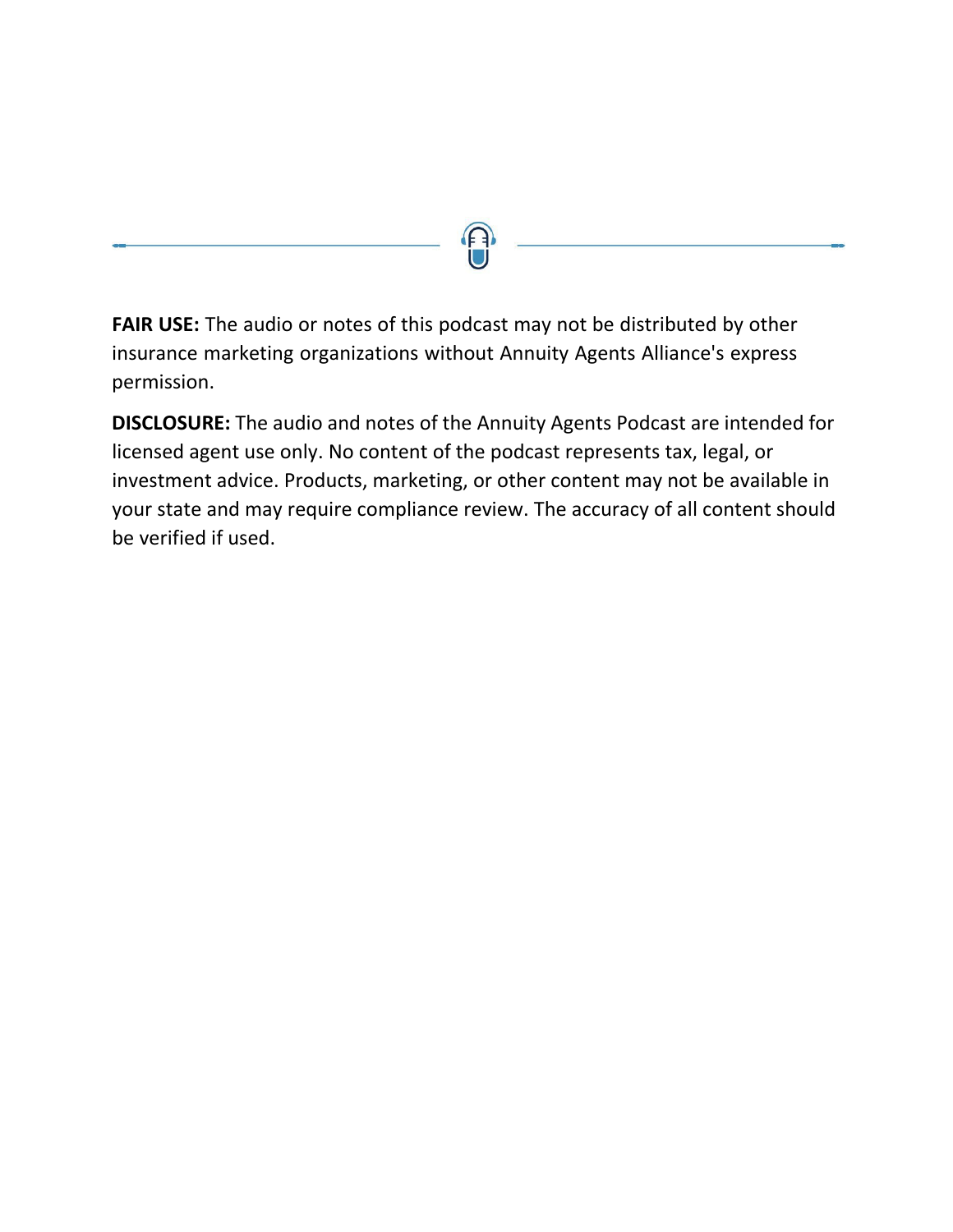**FAIR USE:** The audio or notes of this podcast may not be distributed by other insurance marketing organizations without Annuity Agents Alliance's express permission.

**DISCLOSURE:** The audio and notes of the Annuity Agents Podcast are intended for licensed agent use only. No content of the podcast represents tax, legal, or investment advice. Products, marketing, or other content may not be available in your state and may require compliance review. The accuracy of all content should be verified if used.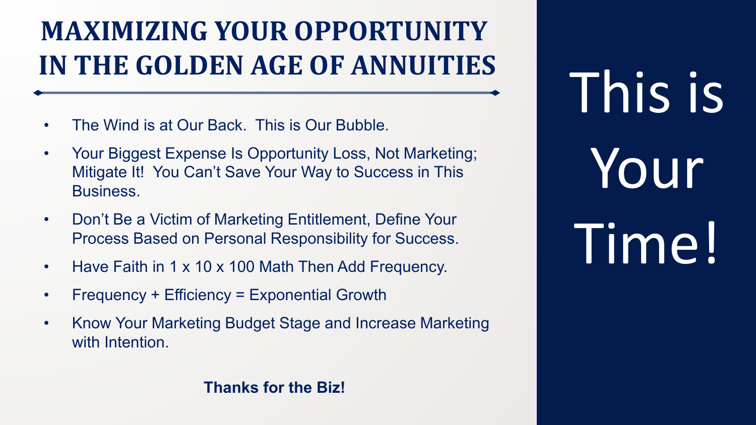# MAXIMIZING YOUR OPPORTUNITY IN THE GOLDEN AGE OF ANNUITIES

- The Wind is at Our Back. This is Our Bubble.
- Your Biggest Expense Is Opportunity Loss, Not Marketing; Mitigate It! You Can't Save Your Way to Success in This Business.
- Don't Be a Victim of Marketing Entitlement, Define Your Process Based on Personal Responsibility for Success.
- Have Faith in 1 x 10 x 100 Math Then Add Frequency.
- Frequency + Efficiency = Exponential Growth
- Know Your Marketing Budget Stage and Increase Marketing with Intention.

**Thanks for the Biz!**

This is Your Time!